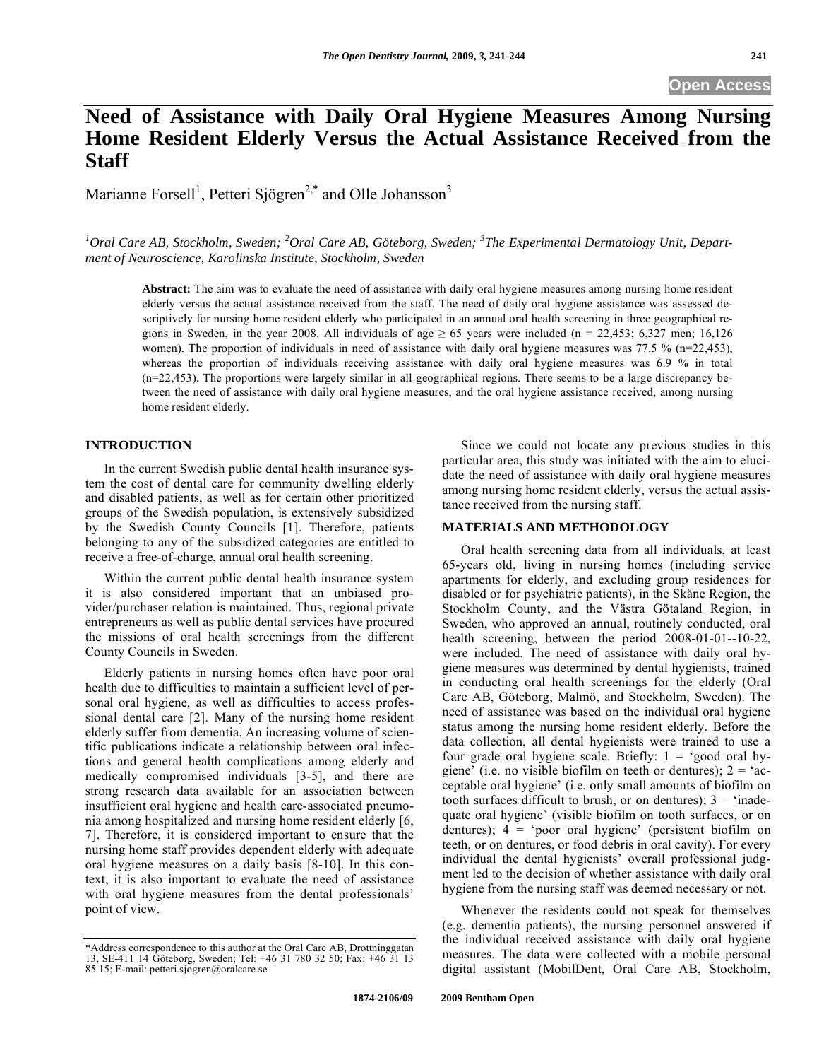# Need of Assistance with Daily Oral Hygiene Measures Among Nursing Home Resident Elderly Versus the Actual Assistance Received from the Staff

Marianne Forsell[1], Petteri Sjögren[2,*] and Olle Johansson[3]

[1]*Oral Care AB, Stockholm, Sweden;* [2]*Oral Care AB, Göteborg, Sweden;* [3]*The Experimental Dermatology Unit, Department of Neuroscience, Karolinska Institute, Stockholm, Sweden*

**Abstract:** The aim was to evaluate the need of assistance with daily oral hygiene measures among nursing home resident elderly versus the actual assistance received from the staff. The need of daily oral hygiene assistance was assessed descriptively for nursing home resident elderly who participated in an annual oral health screening in three geographical regions in Sweden, in the year 2008. All individuals of age ≥ 65 years were included (n = 22,453; 6,327 men; 16,126 women). The proportion of individuals in need of assistance with daily oral hygiene measures was 77.5 % (n=22,453), whereas the proportion of individuals receiving assistance with daily oral hygiene measures was 6.9 % in total (n=22,453). The proportions were largely similar in all geographical regions. There seems to be a large discrepancy between the need of assistance with daily oral hygiene measures, and the oral hygiene assistance received, among nursing home resident elderly.

## INTRODUCTION

In the current Swedish public dental health insurance system the cost of dental care for community dwelling elderly and disabled patients, as well as for certain other prioritized groups of the Swedish population, is extensively subsidized by the Swedish County Councils [1]. Therefore, patients belonging to any of the subsidized categories are entitled to receive a free-of-charge, annual oral health screening.

Within the current public dental health insurance system it is also considered important that an unbiased provider/purchaser relation is maintained. Thus, regional private entrepreneurs as well as public dental services have procured the missions of oral health screenings from the different County Councils in Sweden.

Elderly patients in nursing homes often have poor oral health due to difficulties to maintain a sufficient level of personal oral hygiene, as well as difficulties to access professional dental care [2]. Many of the nursing home resident elderly suffer from dementia. An increasing volume of scientific publications indicate a relationship between oral infections and general health complications among elderly and medically compromised individuals [3-5], and there are strong research data available for an association between insufficient oral hygiene and health care-associated pneumonia among hospitalized and nursing home resident elderly [6, 7]. Therefore, it is considered important to ensure that the nursing home staff provides dependent elderly with adequate oral hygiene measures on a daily basis [8-10]. In this context, it is also important to evaluate the need of assistance with oral hygiene measures from the dental professionals' point of view.

Since we could not locate any previous studies in this particular area, this study was initiated with the aim to elucidate the need of assistance with daily oral hygiene measures among nursing home resident elderly, versus the actual assistance received from the nursing staff.

## MATERIALS AND METHODOLOGY

Oral health screening data from all individuals, at least 65-years old, living in nursing homes (including service apartments for elderly, and excluding group residences for disabled or for psychiatric patients), in the Skåne Region, the Stockholm County, and the Västra Götaland Region, in Sweden, who approved an annual, routinely conducted, oral health screening, between the period 2008-01-01--10-22, were included. The need of assistance with daily oral hygiene measures was determined by dental hygienists, trained in conducting oral health screenings for the elderly (Oral Care AB, Göteborg, Malmö, and Stockholm, Sweden). The need of assistance was based on the individual oral hygiene status among the nursing home resident elderly. Before the data collection, all dental hygienists were trained to use a four grade oral hygiene scale. Briefly: 1 = 'good oral hygiene' (i.e. no visible biofilm on teeth or dentures); 2 = 'acceptable oral hygiene' (i.e. only small amounts of biofilm on tooth surfaces difficult to brush, or on dentures); 3 = 'inadequate oral hygiene' (visible biofilm on tooth surfaces, or on dentures); 4 = 'poor oral hygiene' (persistent biofilm on teeth, or on dentures, or food debris in oral cavity). For every individual the dental hygienists' overall professional judgment led to the decision of whether assistance with daily oral hygiene from the nursing staff was deemed necessary or not.

Whenever the residents could not speak for themselves (e.g. dementia patients), the nursing personnel answered if the individual received assistance with daily oral hygiene measures. The data were collected with a mobile personal digital assistant (MobilDent, Oral Care AB, Stockholm,

*Address correspondence to this author at the Oral Care AB, Drottninggatan 13, SE-411 14 Göteborg, Sweden; Tel: +46 31 780 32 50; Fax: +46 31 13 85 15; E-mail: petteri.sjogren@oralcare.se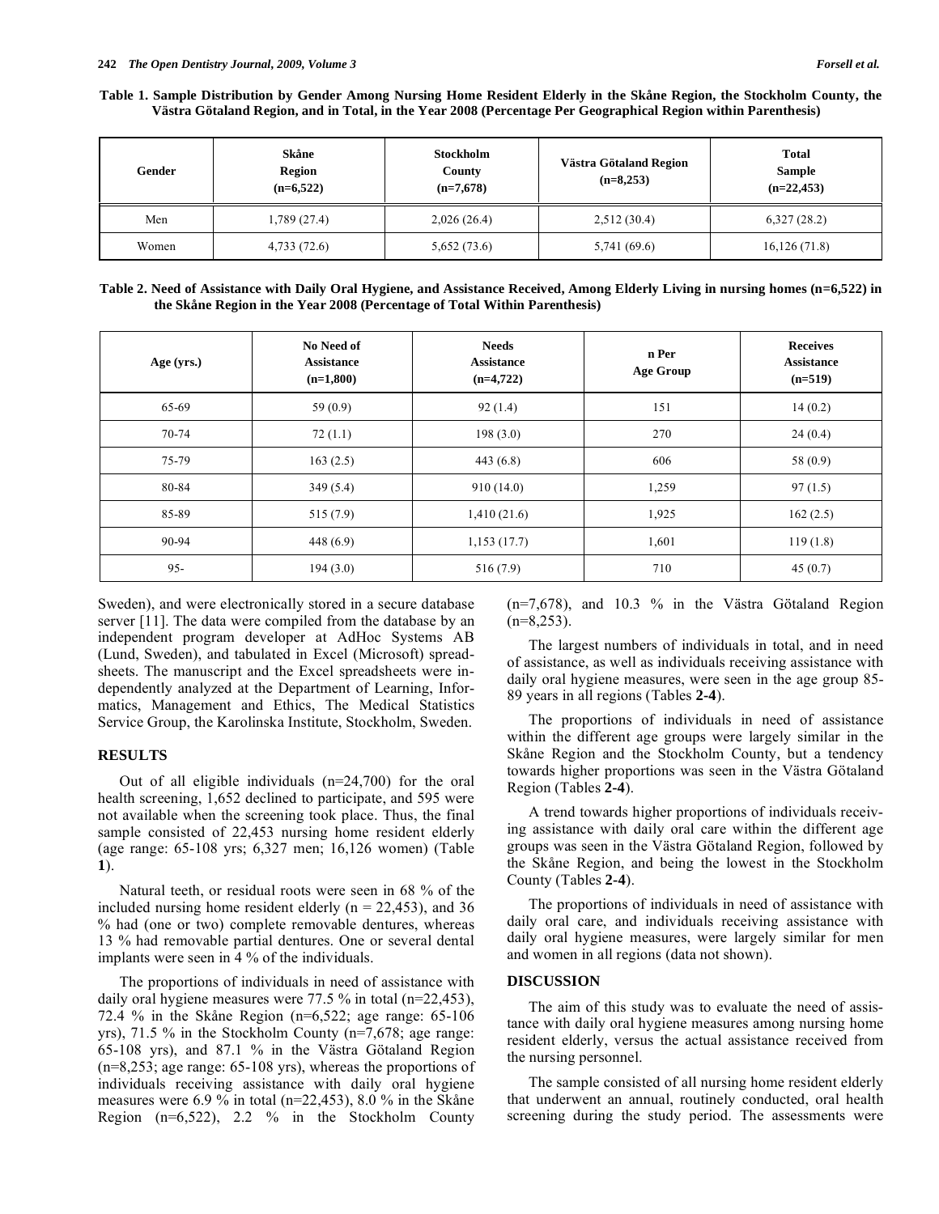**Table 1. Sample Distribution by Gender Among Nursing Home Resident Elderly in the Skåne Region, the Stockholm County, the Västra Götaland Region, and in Total, in the Year 2008 (Percentage Per Geographical Region within Parenthesis)**

| Gender | Skåne Region (n=6,522) | Stockholm County (n=7,678) | Västra Götaland Region (n=8,253) | Total Sample (n=22,453) |
|---|---|---|---|---|
| Men | 1,789 (27.4) | 2,026 (26.4) | 2,512 (30.4) | 6,327 (28.2) |
| Women | 4,733 (72.6) | 5,652 (73.6) | 5,741 (69.6) | 16,126 (71.8) |

**Table 2. Need of Assistance with Daily Oral Hygiene, and Assistance Received, Among Elderly Living in nursing homes (n=6,522) in the Skåne Region in the Year 2008 (Percentage of Total Within Parenthesis)**

| Age (yrs.) | No Need of Assistance (n=1,800) | Needs Assistance (n=4,722) | n Per Age Group | Receives Assistance (n=519) |
|---|---|---|---|---|
| 65-69 | 59 (0.9) | 92 (1.4) | 151 | 14 (0.2) |
| 70-74 | 72 (1.1) | 198 (3.0) | 270 | 24 (0.4) |
| 75-79 | 163 (2.5) | 443 (6.8) | 606 | 58 (0.9) |
| 80-84 | 349 (5.4) | 910 (14.0) | 1,259 | 97 (1.5) |
| 85-89 | 515 (7.9) | 1,410 (21.6) | 1,925 | 162 (2.5) |
| 90-94 | 448 (6.9) | 1,153 (17.7) | 1,601 | 119 (1.8) |
| 95- | 194 (3.0) | 516 (7.9) | 710 | 45 (0.7) |

Sweden), and were electronically stored in a secure database server [11]. The data were compiled from the database by an independent program developer at AdHoc Systems AB (Lund, Sweden), and tabulated in Excel (Microsoft) spreadsheets. The manuscript and the Excel spreadsheets were independently analyzed at the Department of Learning, Informatics, Management and Ethics, The Medical Statistics Service Group, the Karolinska Institute, Stockholm, Sweden.

## RESULTS

Out of all eligible individuals (n=24,700) for the oral health screening, 1,652 declined to participate, and 595 were not available when the screening took place. Thus, the final sample consisted of 22,453 nursing home resident elderly (age range: 65-108 yrs; 6,327 men; 16,126 women) (Table **1**).

Natural teeth, or residual roots were seen in 68 % of the included nursing home resident elderly (n = 22,453), and 36 % had (one or two) complete removable dentures, whereas 13 % had removable partial dentures. One or several dental implants were seen in 4 % of the individuals.

The proportions of individuals in need of assistance with daily oral hygiene measures were 77.5 % in total (n=22,453), 72.4 % in the Skåne Region (n=6,522; age range: 65-106 yrs), 71.5 % in the Stockholm County (n=7,678; age range: 65-108 yrs), and 87.1 % in the Västra Götaland Region (n=8,253; age range: 65-108 yrs), whereas the proportions of individuals receiving assistance with daily oral hygiene measures were 6.9 % in total (n=22,453), 8.0 % in the Skåne Region (n=6,522), 2.2 % in the Stockholm County (n=7,678), and 10.3 % in the Västra Götaland Region (n=8,253).

The largest numbers of individuals in total, and in need of assistance, as well as individuals receiving assistance with daily oral hygiene measures, were seen in the age group 85-89 years in all regions (Tables **2-4**).

The proportions of individuals in need of assistance within the different age groups were largely similar in the Skåne Region and the Stockholm County, but a tendency towards higher proportions was seen in the Västra Götaland Region (Tables **2-4**).

A trend towards higher proportions of individuals receiving assistance with daily oral care within the different age groups was seen in the Västra Götaland Region, followed by the Skåne Region, and being the lowest in the Stockholm County (Tables **2-4**).

The proportions of individuals in need of assistance with daily oral care, and individuals receiving assistance with daily oral hygiene measures, were largely similar for men and women in all regions (data not shown).

## DISCUSSION

The aim of this study was to evaluate the need of assistance with daily oral hygiene measures among nursing home resident elderly, versus the actual assistance received from the nursing personnel.

The sample consisted of all nursing home resident elderly that underwent an annual, routinely conducted, oral health screening during the study period. The assessments were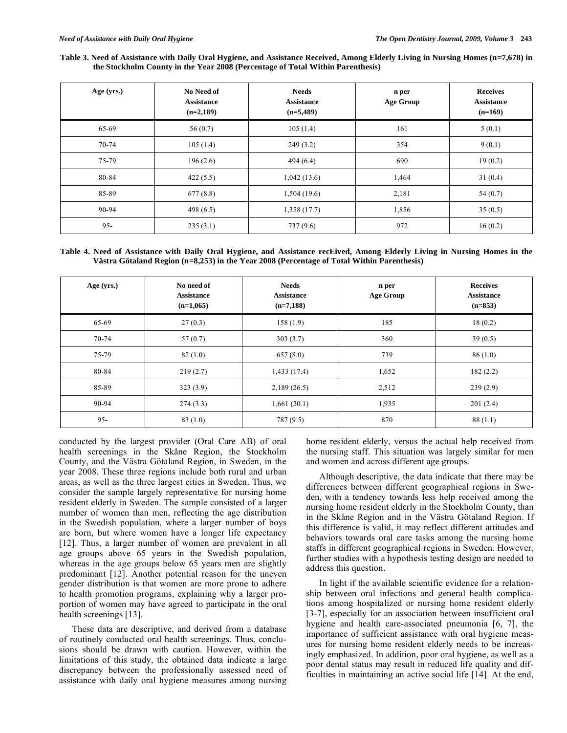**Table 3. Need of Assistance with Daily Oral Hygiene, and Assistance Received, Among Elderly Living in Nursing Homes (n=7,678) in the Stockholm County in the Year 2008 (Percentage of Total Within Parenthesis)**

| Age (yrs.) | No Need of Assistance (n=2,189) | Needs Assistance (n=5,489) | n per Age Group | Receives Assistance (n=169) |
|---|---|---|---|---|
| 65-69 | 56 (0.7) | 105 (1.4) | 161 | 5 (0.1) |
| 70-74 | 105 (1.4) | 249 (3.2) | 354 | 9 (0.1) |
| 75-79 | 196 (2.6) | 494 (6.4) | 690 | 19 (0.2) |
| 80-84 | 422 (5.5) | 1,042 (13.6) | 1,464 | 31 (0.4) |
| 85-89 | 677 (8.8) | 1,504 (19.6) | 2,181 | 54 (0.7) |
| 90-94 | 498 (6.5) | 1,358 (17.7) | 1,856 | 35 (0.5) |
| 95- | 235 (3.1) | 737 (9.6) | 972 | 16 (0.2) |

**Table 4. Need of Assistance with Daily Oral Hygiene, and Assistance recEived, Among Elderly Living in Nursing Homes in the Västra Götaland Region (n=8,253) in the Year 2008 (Percentage of Total Within Parenthesis)**

| Age (yrs.) | No need of Assistance (n=1,065) | Needs Assistance (n=7,188) | n per Age Group | Receives Assistance (n=853) |
|---|---|---|---|---|
| 65-69 | 27 (0.3) | 158 (1.9) | 185 | 18 (0.2) |
| 70-74 | 57 (0.7) | 303 (3.7) | 360 | 39 (0.5) |
| 75-79 | 82 (1.0) | 657 (8.0) | 739 | 86 (1.0) |
| 80-84 | 219 (2.7) | 1,433 (17.4) | 1,652 | 182 (2.2) |
| 85-89 | 323 (3.9) | 2,189 (26.5) | 2,512 | 239 (2.9) |
| 90-94 | 274 (3.3) | 1,661 (20.1) | 1,935 | 201 (2.4) |
| 95- | 83 (1.0) | 787 (9.5) | 870 | 88 (1.1) |

conducted by the largest provider (Oral Care AB) of oral health screenings in the Skåne Region, the Stockholm County, and the Västra Götaland Region, in Sweden, in the year 2008. These three regions include both rural and urban areas, as well as the three largest cities in Sweden. Thus, we consider the sample largely representative for nursing home resident elderly in Sweden. The sample consisted of a larger number of women than men, reflecting the age distribution in the Swedish population, where a larger number of boys are born, but where women have a longer life expectancy [12]. Thus, a larger number of women are prevalent in all age groups above 65 years in the Swedish population, whereas in the age groups below 65 years men are slightly predominant [12]. Another potential reason for the uneven gender distribution is that women are more prone to adhere to health promotion programs, explaining why a larger proportion of women may have agreed to participate in the oral health screenings [13].

These data are descriptive, and derived from a database of routinely conducted oral health screenings. Thus, conclusions should be drawn with caution. However, within the limitations of this study, the obtained data indicate a large discrepancy between the professionally assessed need of assistance with daily oral hygiene measures among nursing home resident elderly, versus the actual help received from the nursing staff. This situation was largely similar for men and women and across different age groups.

Although descriptive, the data indicate that there may be differences between different geographical regions in Sweden, with a tendency towards less help received among the nursing home resident elderly in the Stockholm County, than in the Skåne Region and in the Västra Götaland Region. If this difference is valid, it may reflect different attitudes and behaviors towards oral care tasks among the nursing home staffs in different geographical regions in Sweden. However, further studies with a hypothesis testing design are needed to address this question.

In light if the available scientific evidence for a relationship between oral infections and general health complications among hospitalized or nursing home resident elderly [3-7], especially for an association between insufficient oral hygiene and health care-associated pneumonia [6, 7], the importance of sufficient assistance with oral hygiene measures for nursing home resident elderly needs to be increasingly emphasized. In addition, poor oral hygiene, as well as a poor dental status may result in reduced life quality and difficulties in maintaining an active social life [14]. At the end,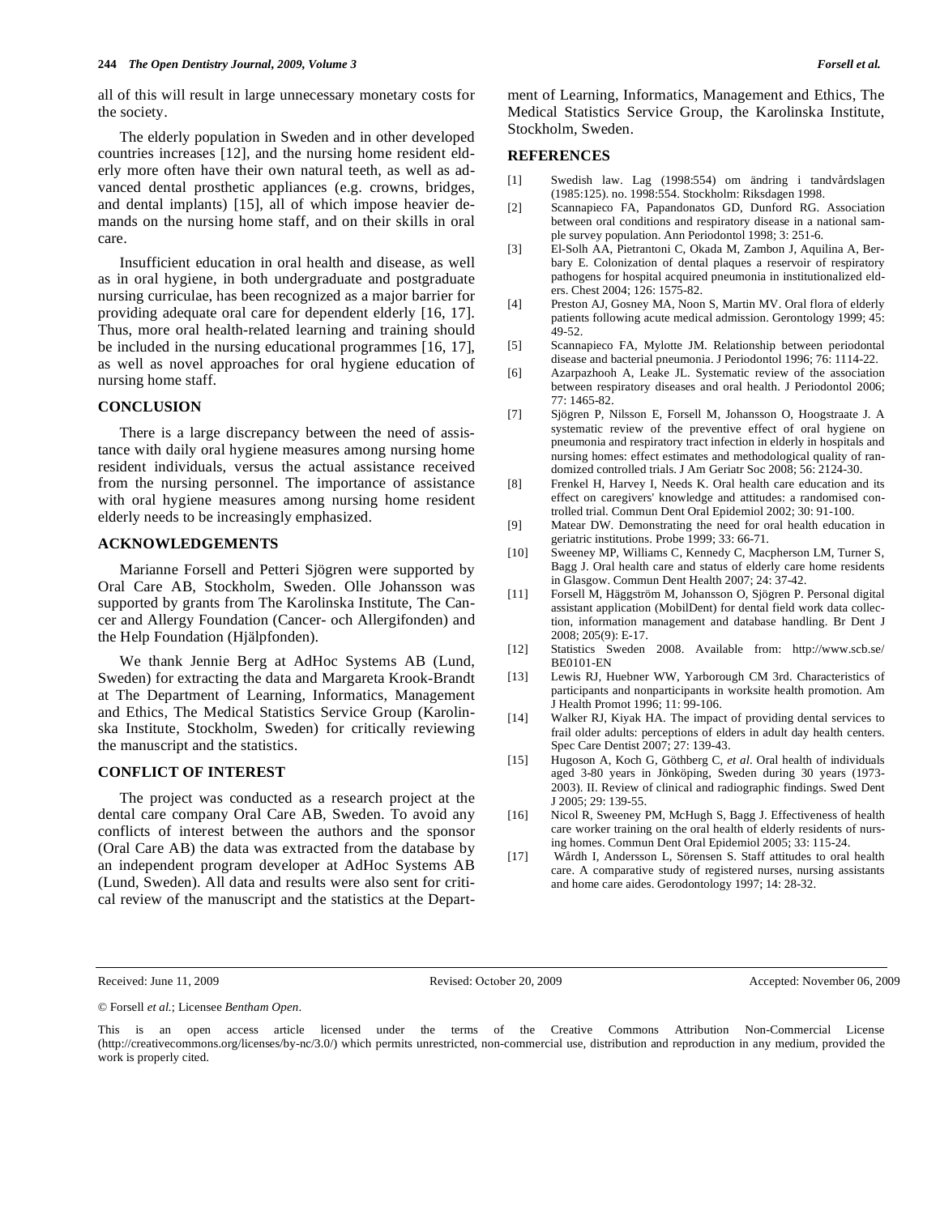all of this will result in large unnecessary monetary costs for the society.

The elderly population in Sweden and in other developed countries increases [12], and the nursing home resident elderly more often have their own natural teeth, as well as advanced dental prosthetic appliances (e.g. crowns, bridges, and dental implants) [15], all of which impose heavier demands on the nursing home staff, and on their skills in oral care.

Insufficient education in oral health and disease, as well as in oral hygiene, in both undergraduate and postgraduate nursing curriculae, has been recognized as a major barrier for providing adequate oral care for dependent elderly [16, 17]. Thus, more oral health-related learning and training should be included in the nursing educational programmes [16, 17], as well as novel approaches for oral hygiene education of nursing home staff.

## CONCLUSION

There is a large discrepancy between the need of assistance with daily oral hygiene measures among nursing home resident individuals, versus the actual assistance received from the nursing personnel. The importance of assistance with oral hygiene measures among nursing home resident elderly needs to be increasingly emphasized.

## ACKNOWLEDGEMENTS

Marianne Forsell and Petteri Sjögren were supported by Oral Care AB, Stockholm, Sweden. Olle Johansson was supported by grants from The Karolinska Institute, The Cancer and Allergy Foundation (Cancer- och Allergifonden) and the Help Foundation (Hjälpfonden).

We thank Jennie Berg at AdHoc Systems AB (Lund, Sweden) for extracting the data and Margareta Krook-Brandt at The Department of Learning, Informatics, Management and Ethics, The Medical Statistics Service Group (Karolinska Institute, Stockholm, Sweden) for critically reviewing the manuscript and the statistics.

## CONFLICT OF INTEREST

The project was conducted as a research project at the dental care company Oral Care AB, Sweden. To avoid any conflicts of interest between the authors and the sponsor (Oral Care AB) the data was extracted from the database by an independent program developer at AdHoc Systems AB (Lund, Sweden). All data and results were also sent for critical review of the manuscript and the statistics at the Department of Learning, Informatics, Management and Ethics, The Medical Statistics Service Group, the Karolinska Institute, Stockholm, Sweden.

## REFERENCES

[1] Swedish law. Lag (1998:554) om ändring i tandvårdslagen (1985:125). no. 1998:554. Stockholm: Riksdagen 1998.

[2] Scannapieco FA, Papandonatos GD, Dunford RG. Association between oral conditions and respiratory disease in a national sample survey population. Ann Periodontol 1998; 3: 251-6.

[3] El-Solh AA, Pietrantoni C, Okada M, Zambon J, Aquilina A, Berbary E. Colonization of dental plaques a reservoir of respiratory pathogens for hospital acquired pneumonia in institutionalized elders. Chest 2004; 126: 1575-82.

[4] Preston AJ, Gosney MA, Noon S, Martin MV. Oral flora of elderly patients following acute medical admission. Gerontology 1999; 45: 49-52.

[5] Scannapieco FA, Mylotte JM. Relationship between periodontal disease and bacterial pneumonia. J Periodontol 1996; 76: 1114-22.

[6] Azarpazhooh A, Leake JL. Systematic review of the association between respiratory diseases and oral health. J Periodontol 2006; 77: 1465-82.

[7] Sjögren P, Nilsson E, Forsell M, Johansson O, Hoogstraate J. A systematic review of the preventive effect of oral hygiene on pneumonia and respiratory tract infection in elderly in hospitals and nursing homes: effect estimates and methodological quality of randomized controlled trials. J Am Geriatr Soc 2008; 56: 2124-30.

[8] Frenkel H, Harvey I, Needs K. Oral health care education and its effect on caregivers' knowledge and attitudes: a randomised controlled trial. Commun Dent Oral Epidemiol 2002; 30: 91-100.

[9] Matear DW. Demonstrating the need for oral health education in geriatric institutions. Probe 1999; 33: 66-71.

[10] Sweeney MP, Williams C, Kennedy C, Macpherson LM, Turner S, Bagg J. Oral health care and status of elderly care home residents in Glasgow. Commun Dent Health 2007; 24: 37-42.

[11] Forsell M, Häggström M, Johansson O, Sjögren P. Personal digital assistant application (MobilDent) for dental field work data collection, information management and database handling. Br Dent J 2008; 205(9): E-17.

[12] Statistics Sweden 2008. Available from: http://www.scb.se/BE0101-EN

[13] Lewis RJ, Huebner WW, Yarborough CM 3rd. Characteristics of participants and nonparticipants in worksite health promotion. Am J Health Promot 1996; 11: 99-106.

[14] Walker RJ, Kiyak HA. The impact of providing dental services to frail older adults: perceptions of elders in adult day health centers. Spec Care Dentist 2007; 27: 139-43.

[15] Hugoson A, Koch G, Göthberg C, *et al*. Oral health of individuals aged 3-80 years in Jönköping, Sweden during 30 years (1973-2003). II. Review of clinical and radiographic findings. Swed Dent J 2005; 29: 139-55.

[16] Nicol R, Sweeney PM, McHugh S, Bagg J. Effectiveness of health care worker training on the oral health of elderly residents of nursing homes. Commun Dent Oral Epidemiol 2005; 33: 115-24.

[17] Wårdh I, Andersson L, Sörensen S. Staff attitudes to oral health care. A comparative study of registered nurses, nursing assistants and home care aides. Gerodontology 1997; 14: 28-32.

Received: June 11, 2009 Revised: October 20, 2009 Accepted: November 06, 2009

© Forsell *et al.*; Licensee *Bentham Open*.

This is an open access article licensed under the terms of the Creative Commons Attribution Non-Commercial License (http://creativecommons.org/licenses/by-nc/3.0/) which permits unrestricted, non-commercial use, distribution and reproduction in any medium, provided the work is properly cited.